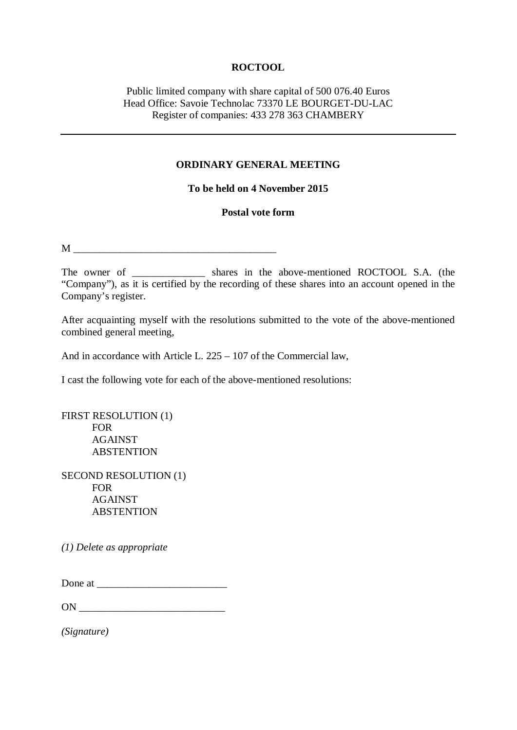**ROCTOOL**

Public limited company with share capital of 500 076.40 Euros
Head Office: Savoie Technolac 73370 LE BOURGET-DU-LAC
Register of companies: 433 278 363 CHAMBERY

---

**ORDINARY GENERAL MEETING**

**To be held on 4 November 2015**

**Postal vote form**

M ________________________________________

The owner of ______________ shares in the above-mentioned ROCTOOL S.A. (the "Company"), as it is certified by the recording of these shares into an account opened in the Company's register.

After acquainting myself with the resolutions submitted to the vote of the above-mentioned combined general meeting,

And in accordance with Article L. 225 – 107 of the Commercial law,

I cast the following vote for each of the above-mentioned resolutions:

FIRST RESOLUTION (1)
- FOR
- AGAINST
- ABSTENTION

SECOND RESOLUTION (1)
- FOR
- AGAINST
- ABSTENTION

*(1) Delete as appropriate*

Done at _________________________

ON ____________________________

*(Signature)*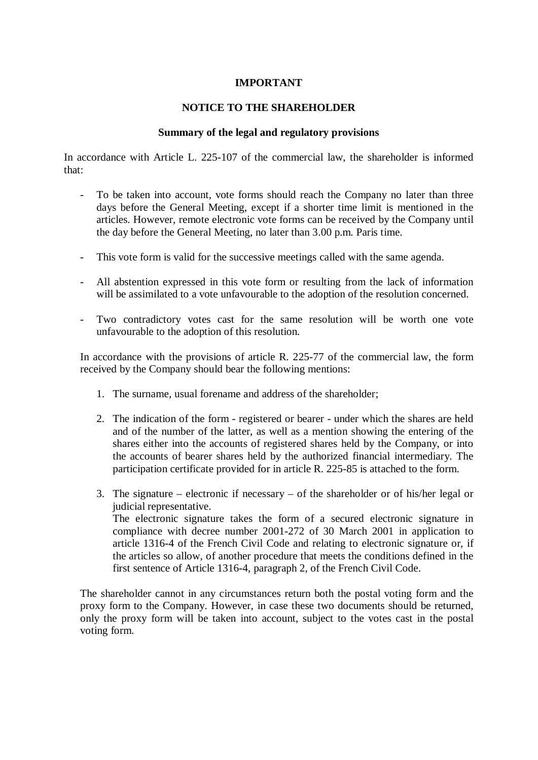**IMPORTANT**

**NOTICE TO THE SHAREHOLDER**

**Summary of the legal and regulatory provisions**

In accordance with Article L. 225-107 of the commercial law, the shareholder is informed that:

- To be taken into account, vote forms should reach the Company no later than three days before the General Meeting, except if a shorter time limit is mentioned in the articles. However, remote electronic vote forms can be received by the Company until the day before the General Meeting, no later than 3.00 p.m. Paris time.
- This vote form is valid for the successive meetings called with the same agenda.
- All abstention expressed in this vote form or resulting from the lack of information will be assimilated to a vote unfavourable to the adoption of the resolution concerned.
- Two contradictory votes cast for the same resolution will be worth one vote unfavourable to the adoption of this resolution.

In accordance with the provisions of article R. 225-77 of the commercial law, the form received by the Company should bear the following mentions:

1. The surname, usual forename and address of the shareholder;
2. The indication of the form - registered or bearer - under which the shares are held and of the number of the latter, as well as a mention showing the entering of the shares either into the accounts of registered shares held by the Company, or into the accounts of bearer shares held by the authorized financial intermediary. The participation certificate provided for in article R. 225-85 is attached to the form.
3. The signature – electronic if necessary – of the shareholder or of his/her legal or judicial representative.
   The electronic signature takes the form of a secured electronic signature in compliance with decree number 2001-272 of 30 March 2001 in application to article 1316-4 of the French Civil Code and relating to electronic signature or, if the articles so allow, of another procedure that meets the conditions defined in the first sentence of Article 1316-4, paragraph 2, of the French Civil Code.

The shareholder cannot in any circumstances return both the postal voting form and the proxy form to the Company. However, in case these two documents should be returned, only the proxy form will be taken into account, subject to the votes cast in the postal voting form.